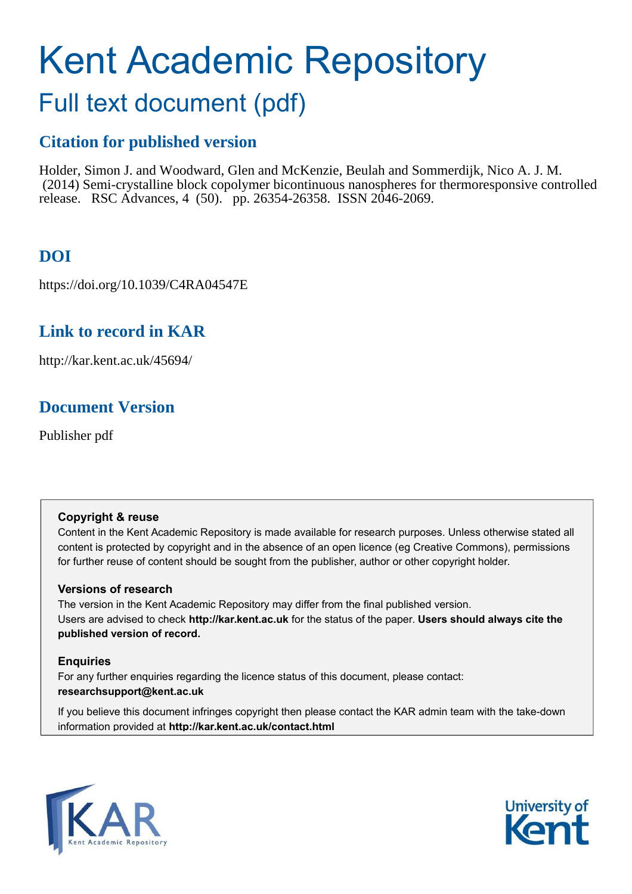# Kent Academic Repository

## Full text document (pdf)

### Citation for published version

Holder, Simon J. and Woodward, Glen and McKenzie, Beulah and Sommerdijk, Nico A. J. M. (2014) Semi-crystalline block copolymer bicontinuous nanospheres for thermoresponsive controlled release. RSC Advances, 4 (50). pp. 26354-26358. ISSN 2046-2069.

### DOI

https://doi.org/10.1039/C4RA04547E

### Link to record in KAR

http://kar.kent.ac.uk/45694/

### Document Version

Publisher pdf

**Copyright & reuse**

Content in the Kent Academic Repository is made available for research purposes. Unless otherwise stated all content is protected by copyright and in the absence of an open licence (eg Creative Commons), permissions for further reuse of content should be sought from the publisher, author or other copyright holder.

**Versions of research**

The version in the Kent Academic Repository may differ from the final published version. Users are advised to check **http://kar.kent.ac.uk** for the status of the paper. **Users should always cite the published version of record.**

**Enquiries**

For any further enquiries regarding the licence status of this document, please contact: **researchsupport@kent.ac.uk**

If you believe this document infringes copyright then please contact the KAR admin team with the take-down information provided at **http://kar.kent.ac.uk/contact.html**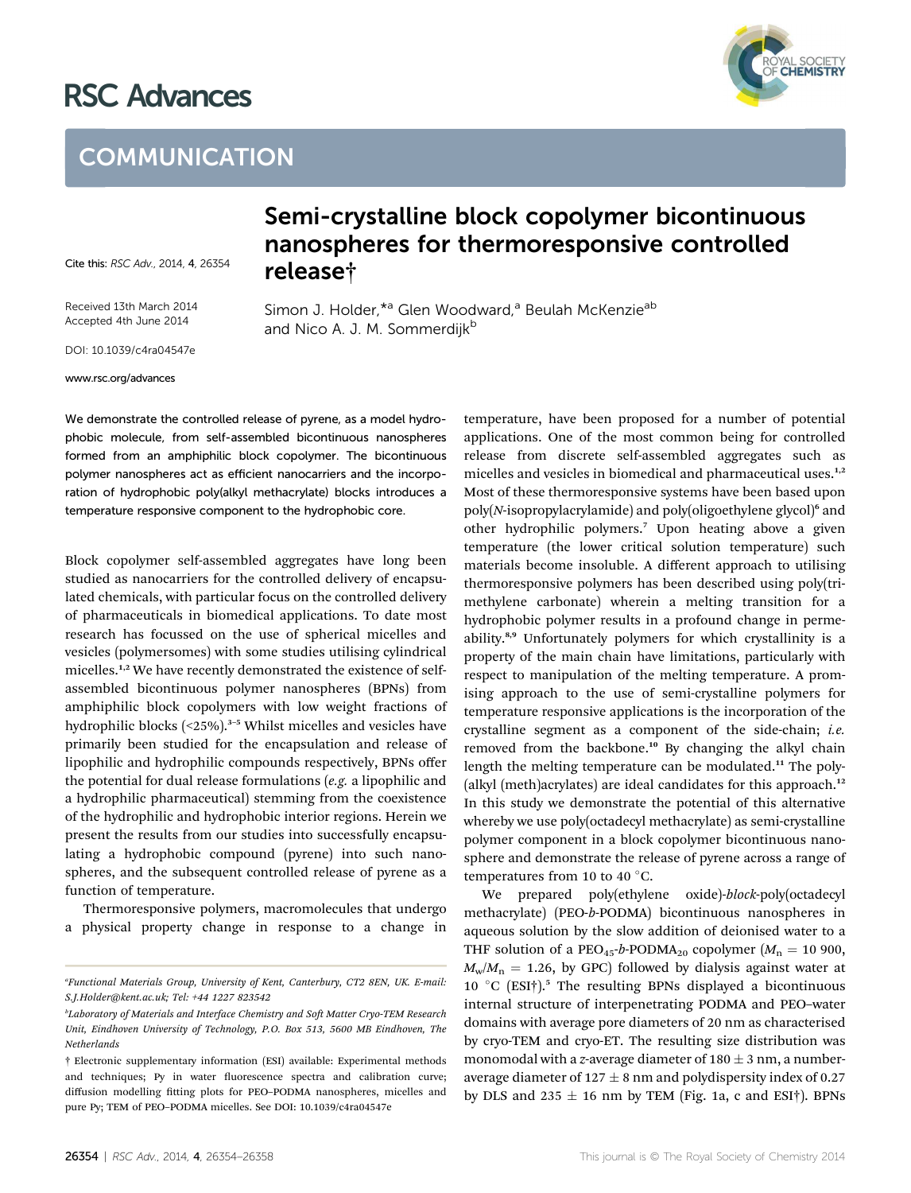# RSC Advances

## COMMUNICATION

Cite this: *RSC Adv.*, 2014, **4**, 26354

Received 13th March 2014
Accepted 4th June 2014

DOI: 10.1039/c4ra04547e

www.rsc.org/advances

# Semi-crystalline block copolymer bicontinuous nanospheres for thermoresponsive controlled release†

Simon J. Holder,*[a] Glen Woodward,[a] Beulah McKenzie[ab] and Nico A. J. M. Sommerdijk[b]

**We demonstrate the controlled release of pyrene, as a model hydrophobic molecule, from self-assembled bicontinuous nanospheres formed from an amphiphilic block copolymer. The bicontinuous polymer nanospheres act as efficient nanocarriers and the incorporation of hydrophobic poly(alkyl methacrylate) blocks introduces a temperature responsive component to the hydrophobic core.**

Block copolymer self-assembled aggregates have long been studied as nanocarriers for the controlled delivery of encapsulated chemicals, with particular focus on the controlled delivery of pharmaceuticals in biomedical applications. To date most research has focussed on the use of spherical micelles and vesicles (polymersomes) with some studies utilising cylindrical micelles.[1,2] We have recently demonstrated the existence of self-assembled bicontinuous polymer nanospheres (BPNs) from amphiphilic block copolymers with low weight fractions of hydrophilic blocks (<25%).[3–5] Whilst micelles and vesicles have primarily been studied for the encapsulation and release of lipophilic and hydrophilic compounds respectively, BPNs offer the potential for dual release formulations (*e.g.* a lipophilic and a hydrophilic pharmaceutical) stemming from the coexistence of the hydrophilic and hydrophobic interior regions. Herein we present the results from our studies into successfully encapsulating a hydrophobic compound (pyrene) into such nanospheres, and the subsequent controlled release of pyrene as a function of temperature.

Thermoresponsive polymers, macromolecules that undergo a physical property change in response to a change in temperature, have been proposed for a number of potential applications. One of the most common being for controlled release from discrete self-assembled aggregates such as micelles and vesicles in biomedical and pharmaceutical uses.[1,2] Most of these thermoresponsive systems have been based upon poly(*N*-isopropylacrylamide) and poly(oligoethylene glycol)[6] and other hydrophilic polymers.[7] Upon heating above a given temperature (the lower critical solution temperature) such materials become insoluble. A different approach to utilising thermoresponsive polymers has been described using poly(trimethylene carbonate) wherein a melting transition for a hydrophobic polymer results in a profound change in permeability.[8,9] Unfortunately polymers for which crystallinity is a property of the main chain have limitations, particularly with respect to manipulation of the melting temperature. A promising approach to the use of semi-crystalline polymers for temperature responsive applications is the incorporation of the crystalline segment as a component of the side-chain; *i.e.* removed from the backbone.[10] By changing the alkyl chain length the melting temperature can be modulated.[11] The poly(alkyl (meth)acrylates) are ideal candidates for this approach.[12] In this study we demonstrate the potential of this alternative whereby we use poly(octadecyl methacrylate) as semi-crystalline polymer component in a block copolymer bicontinuous nanosphere and demonstrate the release of pyrene across a range of temperatures from 10 to 40 °C.

We prepared poly(ethylene oxide)-*block*-poly(octadecyl methacrylate) (PEO-*b*-PODMA) bicontinuous nanospheres in aqueous solution by the slow addition of deionised water to a THF solution of a $PEO_{45}$-*b*-$PODMA_{20}$ copolymer ($M_n$ = 10 900, $M_w/M_n$ = 1.26, by GPC) followed by dialysis against water at 10 °C (ESI†).[5] The resulting BPNs displayed a bicontinuous internal structure of interpenetrating PODMA and PEO–water domains with average pore diameters of 20 nm as characterised by cryo-TEM and cryo-ET. The resulting size distribution was monomodal with a *z*-average diameter of 180 ± 3 nm, a number-average diameter of 127 ± 8 nm and polydispersity index of 0.27 by DLS and 235 ± 16 nm by TEM (Fig. 1a, c and ESI†). BPNs

---

[a] Functional Materials Group, University of Kent, Canterbury, CT2 8EN, UK. E-mail: S.J.Holder@kent.ac.uk; Tel: +44 1227 823542

[b] Laboratory of Materials and Interface Chemistry and Soft Matter Cryo-TEM Research Unit, Eindhoven University of Technology, P.O. Box 513, 5600 MB Eindhoven, The Netherlands

† Electronic supplementary information (ESI) available: Experimental methods and techniques; Py in water fluorescence spectra and calibration curve; diffusion modelling fitting plots for PEO–PODMA nanospheres, micelles and pure Py; TEM of PEO–PODMA micelles. See DOI: 10.1039/c4ra04547e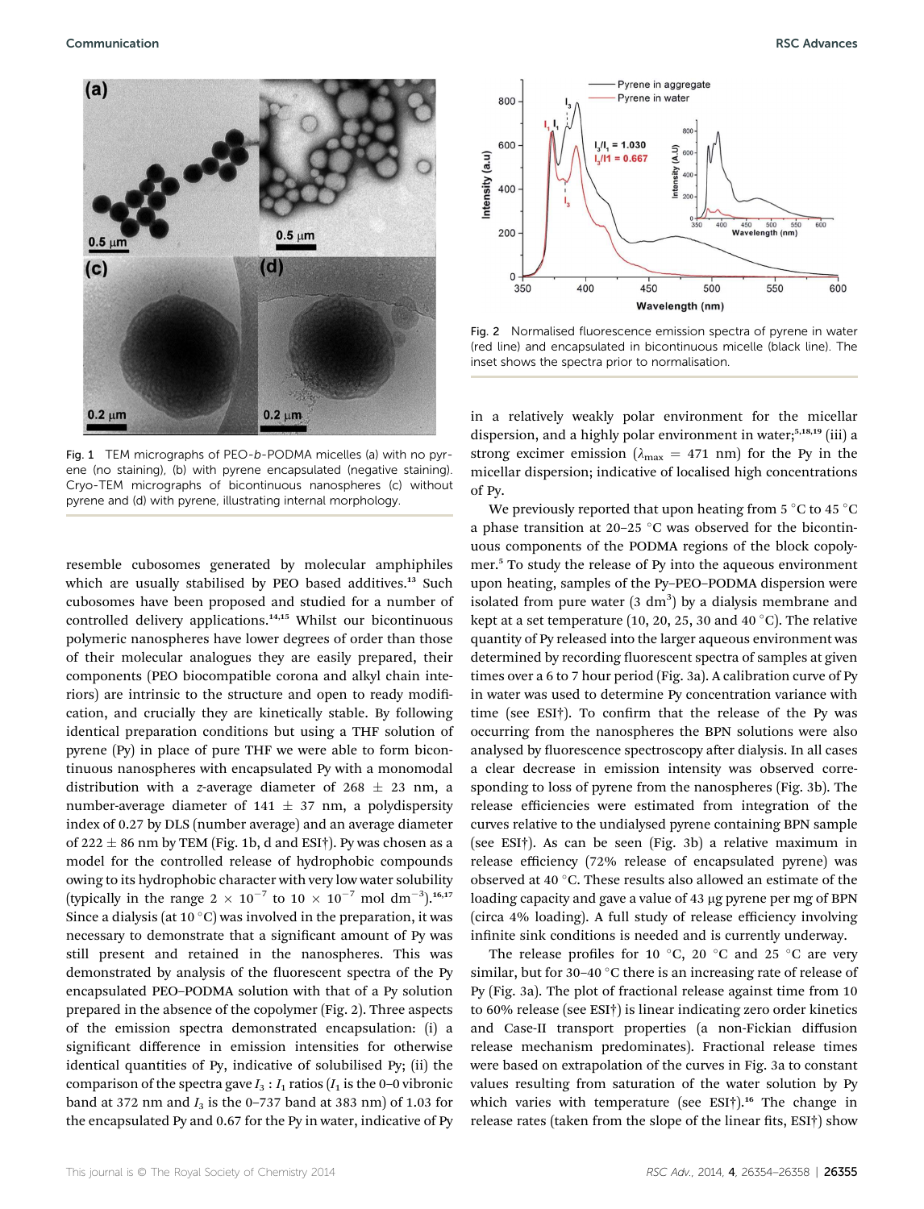Fig. 1 TEM micrographs of PEO-*b*-PODMA micelles (a) with no pyrene (no staining), (b) with pyrene encapsulated (negative staining). Cryo-TEM micrographs of bicontinuous nanospheres (c) without pyrene and (d) with pyrene, illustrating internal morphology.

Fig. 2 Normalised fluorescence emission spectra of pyrene in water (red line) and encapsulated in bicontinuous micelle (black line). The inset shows the spectra prior to normalisation.

resemble cubosomes generated by molecular amphiphiles which are usually stabilised by PEO based additives.[13] Such cubosomes have been proposed and studied for a number of controlled delivery applications.[14,15] Whilst our bicontinuous polymeric nanospheres have lower degrees of order than those of their molecular analogues they are easily prepared, their components (PEO biocompatible corona and alkyl chain interiors) are intrinsic to the structure and open to ready modification, and crucially they are kinetically stable. By following identical preparation conditions but using a THF solution of pyrene (Py) in place of pure THF we were able to form bicontinuous nanospheres with encapsulated Py with a monomodal distribution with a *z*-average diameter of 268 ± 23 nm, a number-average diameter of 141 ± 37 nm, a polydispersity index of 0.27 by DLS (number average) and an average diameter of 222 ± 86 nm by TEM (Fig. 1b, d and ESI†). Py was chosen as a model for the controlled release of hydrophobic compounds owing to its hydrophobic character with very low water solubility (typically in the range $2 \times 10^{-7}$ to $10 \times 10^{-7}$ mol dm$^{-3}$).[16,17] Since a dialysis (at 10 °C) was involved in the preparation, it was necessary to demonstrate that a significant amount of Py was still present and retained in the nanospheres. This was demonstrated by analysis of the fluorescent spectra of the Py encapsulated PEO–PODMA solution with that of a Py solution prepared in the absence of the copolymer (Fig. 2). Three aspects of the emission spectra demonstrated encapsulation: (i) a significant difference in emission intensities for otherwise identical quantities of Py, indicative of solubilised Py; (ii) the comparison of the spectra gave $I_3 : I_1$ ratios ($I_1$ is the 0–0 vibronic band at 372 nm and $I_3$ is the 0–737 band at 383 nm) of 1.03 for the encapsulated Py and 0.67 for the Py in water, indicative of Py in a relatively weakly polar environment for the micellar dispersion, and a highly polar environment in water;[5,18,19] (iii) a strong excimer emission ($\lambda_{max}$ = 471 nm) for the Py in the micellar dispersion; indicative of localised high concentrations of Py.

We previously reported that upon heating from 5 °C to 45 °C a phase transition at 20–25 °C was observed for the bicontinuous components of the PODMA regions of the block copolymer.[5] To study the release of Py into the aqueous environment upon heating, samples of the Py–PEO–PODMA dispersion were isolated from pure water (3 dm$^3$) by a dialysis membrane and kept at a set temperature (10, 20, 25, 30 and 40 °C). The relative quantity of Py released into the larger aqueous environment was determined by recording fluorescent spectra of samples at given times over a 6 to 7 hour period (Fig. 3a). A calibration curve of Py in water was used to determine Py concentration variance with time (see ESI†). To confirm that the release of the Py was occurring from the nanospheres the BPN solutions were also analysed by fluorescence spectroscopy after dialysis. In all cases a clear decrease in emission intensity was observed corresponding to loss of pyrene from the nanospheres (Fig. 3b). The release efficiencies were estimated from integration of the curves relative to the undialysed pyrene containing BPN sample (see ESI†). As can be seen (Fig. 3b) a relative maximum in release efficiency (72% release of encapsulated pyrene) was observed at 40 °C. These results also allowed an estimate of the loading capacity and gave a value of 43 μg pyrene per mg of BPN (circa 4% loading). A full study of release efficiency involving infinite sink conditions is needed and is currently underway.

The release profiles for 10 °C, 20 °C and 25 °C are very similar, but for 30–40 °C there is an increasing rate of release of Py (Fig. 3a). The plot of fractional release against time from 10 to 60% release (see ESI†) is linear indicating zero order kinetics and Case-II transport properties (a non-Fickian diffusion release mechanism predominates). Fractional release times were based on extrapolation of the curves in Fig. 3a to constant values resulting from saturation of the water solution by Py which varies with temperature (see ESI†).[16] The change in release rates (taken from the slope of the linear fits, ESI†) show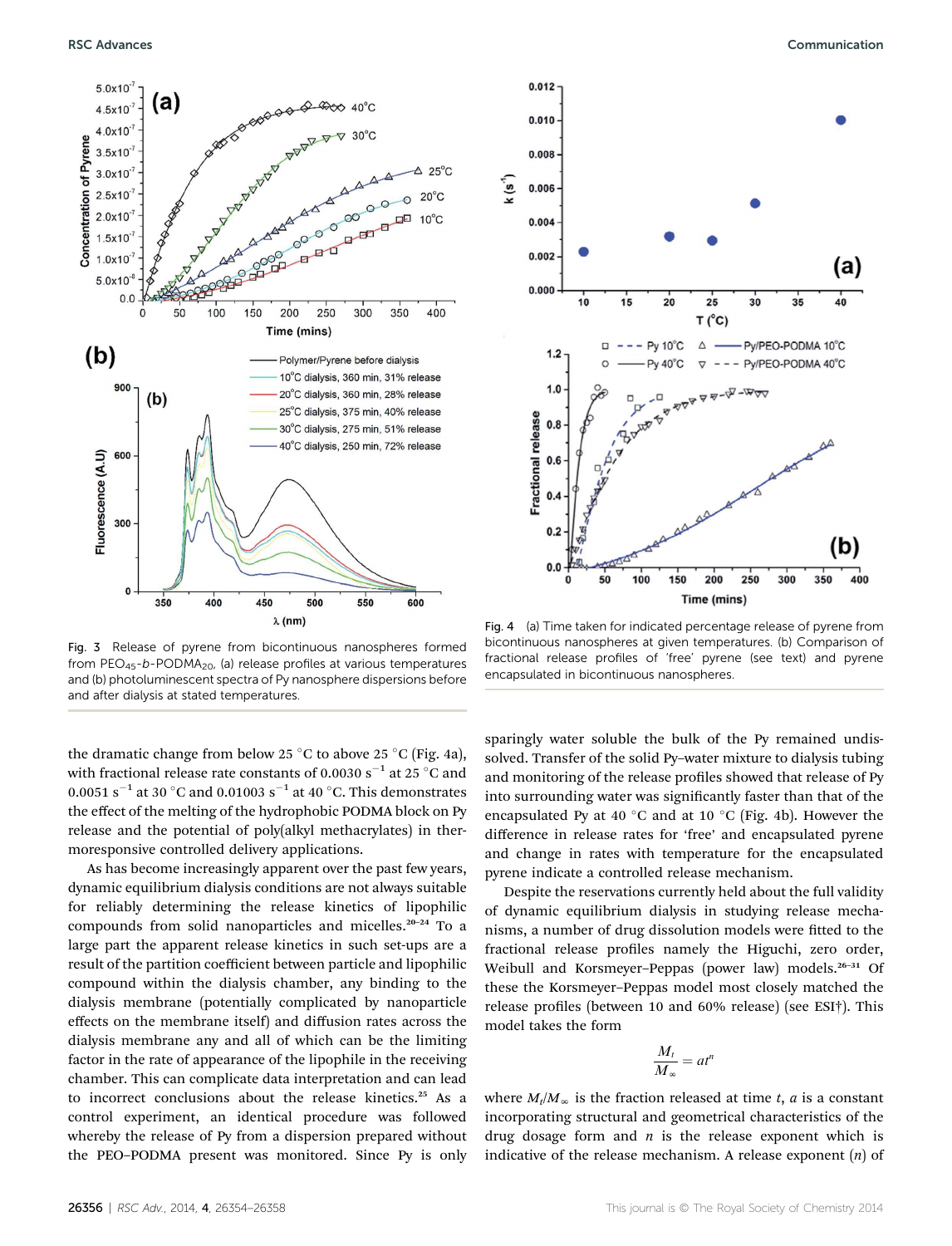Fig. 3 Release of pyrene from bicontinuous nanospheres formed from $PEO_{45}$-*b*-$PODMA_{20}$, (a) release profiles at various temperatures and (b) photoluminescent spectra of Py nanosphere dispersions before and after dialysis at stated temperatures.

Fig. 4 (a) Time taken for indicated percentage release of pyrene from bicontinuous nanospheres at given temperatures. (b) Comparison of fractional release profiles of 'free' pyrene (see text) and pyrene encapsulated in bicontinuous nanospheres.

the dramatic change from below 25 °C to above 25 °C (Fig. 4a), with fractional release rate constants of 0.0030 $s^{-1}$ at 25 °C and 0.0051 $s^{-1}$ at 30 °C and 0.01003 $s^{-1}$ at 40 °C. This demonstrates the effect of the melting of the hydrophobic PODMA block on Py release and the potential of poly(alkyl methacrylates) in thermoresponsive controlled delivery applications.

As has become increasingly apparent over the past few years, dynamic equilibrium dialysis conditions are not always suitable for reliably determining the release kinetics of lipophilic compounds from solid nanoparticles and micelles.[20–24] To a large part the apparent release kinetics in such set-ups are a result of the partition coefficient between particle and lipophilic compound within the dialysis chamber, any binding to the dialysis membrane (potentially complicated by nanoparticle effects on the membrane itself) and diffusion rates across the dialysis membrane any and all of which can be the limiting factor in the rate of appearance of the lipophile in the receiving chamber. This can complicate data interpretation and can lead to incorrect conclusions about the release kinetics.[25] As a control experiment, an identical procedure was followed whereby the release of Py from a dispersion prepared without the PEO–PODMA present was monitored. Since Py is only sparingly water soluble the bulk of the Py remained undissolved. Transfer of the solid Py–water mixture to dialysis tubing and monitoring of the release profiles showed that release of Py into surrounding water was significantly faster than that of the encapsulated Py at 40 °C and at 10 °C (Fig. 4b). However the difference in release rates for 'free' and encapsulated pyrene and change in rates with temperature for the encapsulated pyrene indicate a controlled release mechanism.

Despite the reservations currently held about the full validity of dynamic equilibrium dialysis in studying release mechanisms, a number of drug dissolution models were fitted to the fractional release profiles namely the Higuchi, zero order, Weibull and Korsmeyer–Peppas (power law) models.[26–31] Of these the Korsmeyer–Peppas model most closely matched the release profiles (between 10 and 60% release) (see ESI†). This model takes the form

$$\frac{M_t}{M_\infty} = at^n$$

where $M_t/M_\infty$ is the fraction released at time $t$, $a$ is a constant incorporating structural and geometrical characteristics of the drug dosage form and $n$ is the release exponent which is indicative of the release mechanism. A release exponent ($n$) of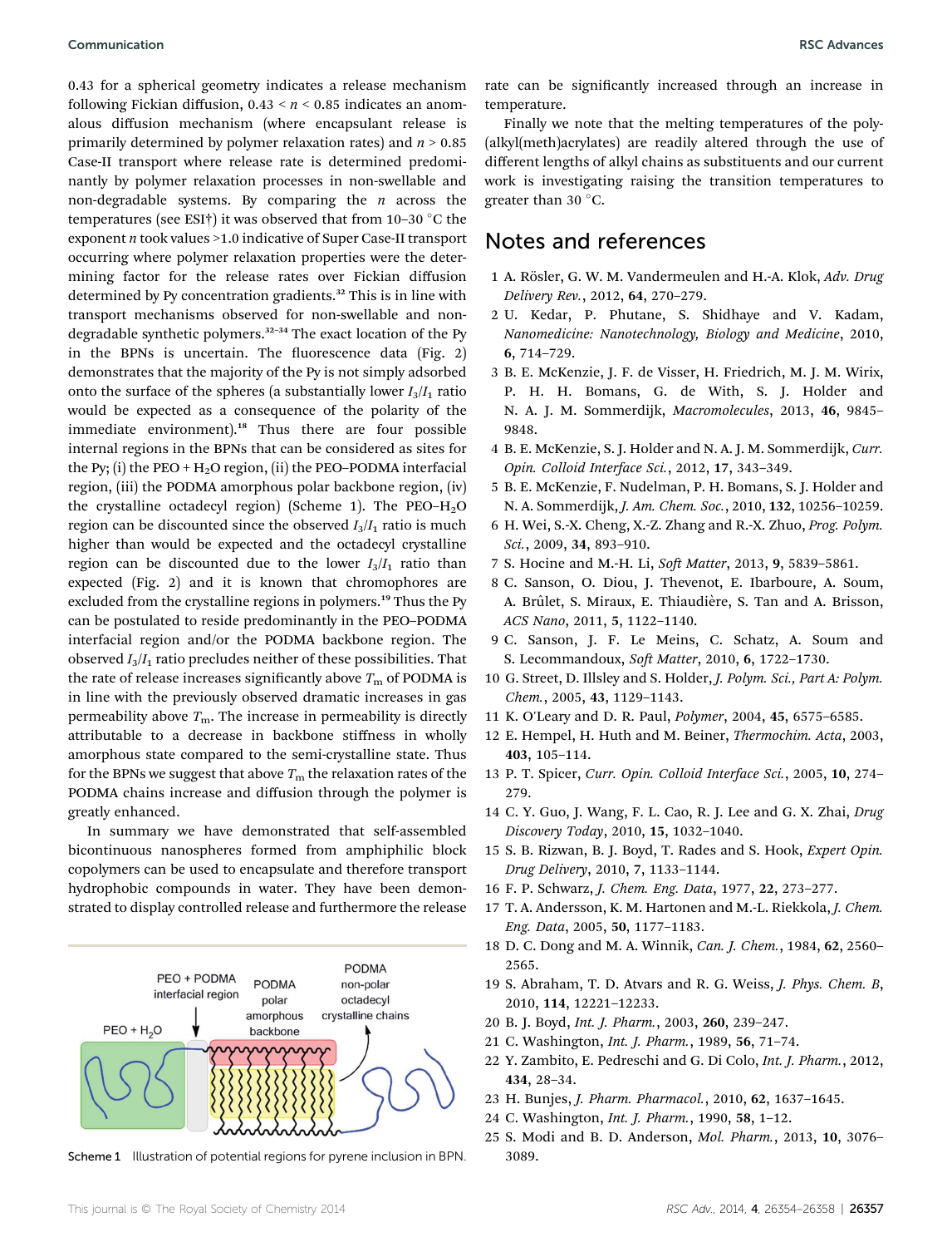0.43 for a spherical geometry indicates a release mechanism following Fickian diffusion, $0.43 < n < 0.85$ indicates an anomalous diffusion mechanism (where encapsulant release is primarily determined by polymer relaxation rates) and $n > 0.85$ Case-II transport where release rate is determined predominantly by polymer relaxation processes in non-swellable and non-degradable systems. By comparing the $n$ across the temperatures (see ESI†) it was observed that from 10–30 °C the exponent $n$ took values >1.0 indicative of Super Case-II transport occurring where polymer relaxation properties were the determining factor for the release rates over Fickian diffusion determined by Py concentration gradients.[32] This is in line with transport mechanisms observed for non-swellable and non-degradable synthetic polymers.[32–34] The exact location of the Py in the BPNs is uncertain. The fluorescence data (Fig. 2) demonstrates that the majority of the Py is not simply adsorbed onto the surface of the spheres (a substantially lower $I_3/I_1$ ratio would be expected as a consequence of the polarity of the immediate environment).[18] Thus there are four possible internal regions in the BPNs that can be considered as sites for the Py; (i) the PEO + $H_2O$ region, (ii) the PEO–PODMA interfacial region, (iii) the PODMA amorphous polar backbone region, (iv) the crystalline octadecyl region) (Scheme 1). The PEO–$H_2O$ region can be discounted since the observed $I_3/I_1$ ratio is much higher than would be expected and the octadecyl crystalline region can be discounted due to the lower $I_3/I_1$ ratio than expected (Fig. 2) and it is known that chromophores are excluded from the crystalline regions in polymers.[19] Thus the Py can be postulated to reside predominantly in the PEO–PODMA interfacial region and/or the PODMA backbone region. The observed $I_3/I_1$ ratio precludes neither of these possibilities. That the rate of release increases significantly above $T_m$ of PODMA is in line with the previously observed dramatic increases in gas permeability above $T_m$. The increase in permeability is directly attributable to a decrease in backbone stiffness in wholly amorphous state compared to the semi-crystalline state. Thus for the BPNs we suggest that above $T_m$ the relaxation rates of the PODMA chains increase and diffusion through the polymer is greatly enhanced.

In summary we have demonstrated that self-assembled bicontinuous nanospheres formed from amphiphilic block copolymers can be used to encapsulate and therefore transport hydrophobic compounds in water. They have been demonstrated to display controlled release and furthermore the release rate can be significantly increased through an increase in temperature.

Finally we note that the melting temperatures of the poly(alkyl(meth)acrylates) are readily altered through the use of different lengths of alkyl chains as substituents and our current work is investigating raising the transition temperatures to greater than 30 °C.

Scheme 1 Illustration of potential regions for pyrene inclusion in BPN.

## Notes and references

1 A. Rösler, G. W. M. Vandermeulen and H.-A. Klok, *Adv. Drug Delivery Rev.*, 2012, **64**, 270–279.
2 U. Kedar, P. Phutane, S. Shidhaye and V. Kadam, *Nanomedicine: Nanotechnology, Biology and Medicine*, 2010, **6**, 714–729.
3 B. E. McKenzie, J. F. de Visser, H. Friedrich, M. J. M. Wirix, P. H. H. Bomans, G. de With, S. J. Holder and N. A. J. M. Sommerdijk, *Macromolecules*, 2013, **46**, 9845–9848.
4 B. E. McKenzie, S. J. Holder and N. A. J. M. Sommerdijk, *Curr. Opin. Colloid Interface Sci.*, 2012, **17**, 343–349.
5 B. E. McKenzie, F. Nudelman, P. H. Bomans, S. J. Holder and N. A. Sommerdijk, *J. Am. Chem. Soc.*, 2010, **132**, 10256–10259.
6 H. Wei, S.-X. Cheng, X.-Z. Zhang and R.-X. Zhuo, *Prog. Polym. Sci.*, 2009, **34**, 893–910.
7 S. Hocine and M.-H. Li, *Soft Matter*, 2013, **9**, 5839–5861.
8 C. Sanson, O. Diou, J. Thevenot, E. Ibarboure, A. Soum, A. Brûlet, S. Miraux, E. Thiaudière, S. Tan and A. Brisson, *ACS Nano*, 2011, **5**, 1122–1140.
9 C. Sanson, J. F. Le Meins, C. Schatz, A. Soum and S. Lecommandoux, *Soft Matter*, 2010, **6**, 1722–1730.
10 G. Street, D. Illsley and S. Holder, *J. Polym. Sci., Part A: Polym. Chem.*, 2005, **43**, 1129–1143.
11 K. O'Leary and D. R. Paul, *Polymer*, 2004, **45**, 6575–6585.
12 E. Hempel, H. Huth and M. Beiner, *Thermochim. Acta*, 2003, **403**, 105–114.
13 P. T. Spicer, *Curr. Opin. Colloid Interface Sci.*, 2005, **10**, 274–279.
14 C. Y. Guo, J. Wang, F. L. Cao, R. J. Lee and G. X. Zhai, *Drug Discovery Today*, 2010, **15**, 1032–1040.
15 S. B. Rizwan, B. J. Boyd, T. Rades and S. Hook, *Expert Opin. Drug Delivery*, 2010, **7**, 1133–1144.
16 F. P. Schwarz, *J. Chem. Eng. Data*, 1977, **22**, 273–277.
17 T. A. Andersson, K. M. Hartonen and M.-L. Riekkola, *J. Chem. Eng. Data*, 2005, **50**, 1177–1183.
18 D. C. Dong and M. A. Winnik, *Can. J. Chem.*, 1984, **62**, 2560–2565.
19 S. Abraham, T. D. Atvars and R. G. Weiss, *J. Phys. Chem. B*, 2010, **114**, 12221–12233.
20 B. J. Boyd, *Int. J. Pharm.*, 2003, **260**, 239–247.
21 C. Washington, *Int. J. Pharm.*, 1989, **56**, 71–74.
22 Y. Zambito, E. Pedreschi and G. Di Colo, *Int. J. Pharm.*, 2012, **434**, 28–34.
23 H. Bunjes, *J. Pharm. Pharmacol.*, 2010, **62**, 1637–1645.
24 C. Washington, *Int. J. Pharm.*, 1990, **58**, 1–12.
25 S. Modi and B. D. Anderson, *Mol. Pharm.*, 2013, **10**, 3076–3089.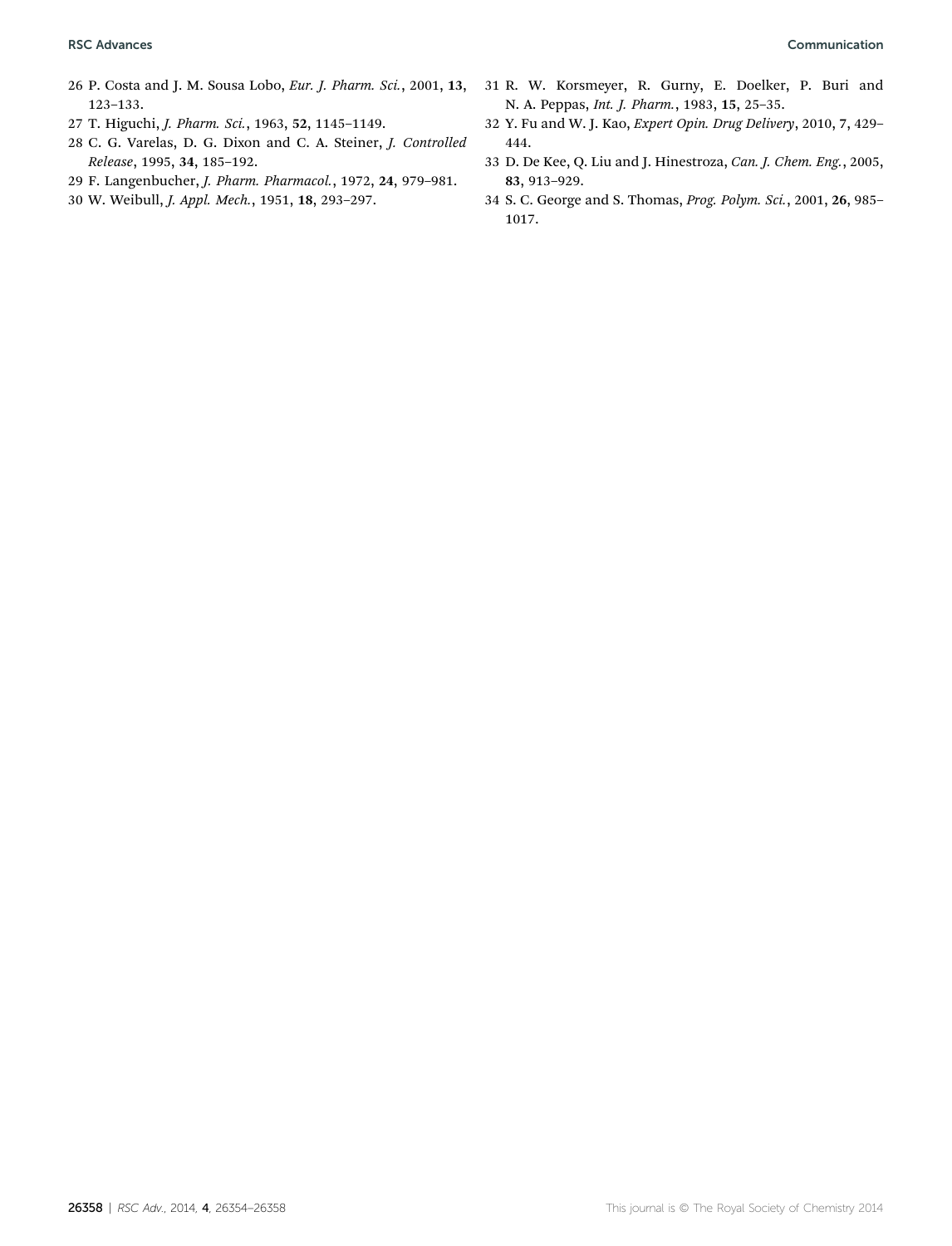26 P. Costa and J. M. Sousa Lobo, *Eur. J. Pharm. Sci.*, 2001, **13**, 123–133.

27 T. Higuchi, *J. Pharm. Sci.*, 1963, **52**, 1145–1149.

28 C. G. Varelas, D. G. Dixon and C. A. Steiner, *J. Controlled Release*, 1995, **34**, 185–192.

29 F. Langenbucher, *J. Pharm. Pharmacol.*, 1972, **24**, 979–981.

30 W. Weibull, *J. Appl. Mech.*, 1951, **18**, 293–297.

31 R. W. Korsmeyer, R. Gurny, E. Doelker, P. Buri and N. A. Peppas, *Int. J. Pharm.*, 1983, **15**, 25–35.

32 Y. Fu and W. J. Kao, *Expert Opin. Drug Delivery*, 2010, **7**, 429–444.

33 D. De Kee, Q. Liu and J. Hinestroza, *Can. J. Chem. Eng.*, 2005, **83**, 913–929.

34 S. C. George and S. Thomas, *Prog. Polym. Sci.*, 2001, **26**, 985–1017.